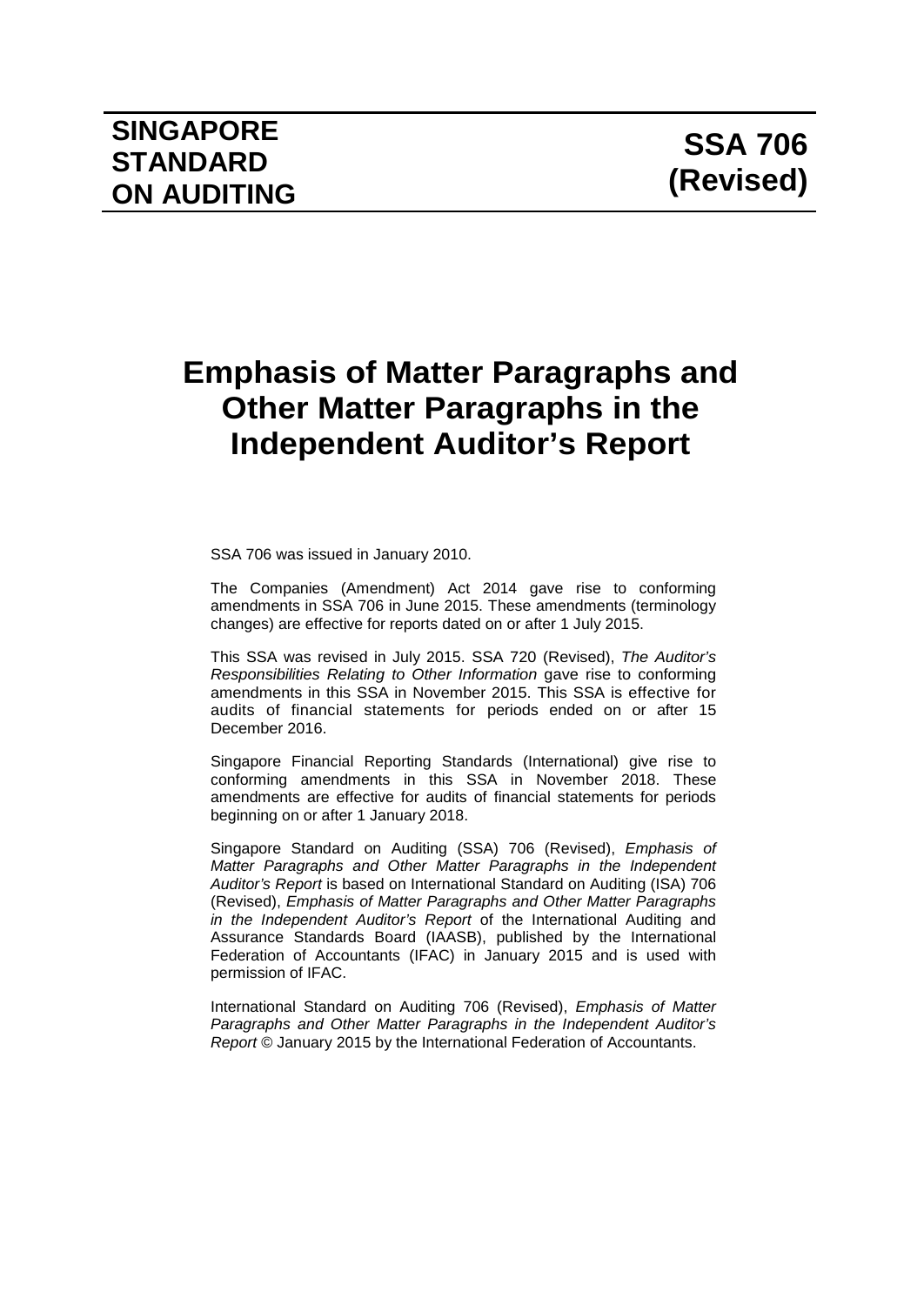**SINGAPORE STANDARD ON AUDITING**

**SSA 706 (Revised)**

# Emphasis of Matter Paragraphs and Other Matter Paragraphs in the Independent Auditor's Report

SSA 706 was issued in January 2010.

The Companies (Amendment) Act 2014 gave rise to conforming amendments in SSA 706 in June 2015. These amendments (terminology changes) are effective for reports dated on or after 1 July 2015.

This SSA was revised in July 2015. SSA 720 (Revised), *The Auditor's Responsibilities Relating to Other Information* gave rise to conforming amendments in this SSA in November 2015. This SSA is effective for audits of financial statements for periods ended on or after 15 December 2016.

Singapore Financial Reporting Standards (International) give rise to conforming amendments in this SSA in November 2018. These amendments are effective for audits of financial statements for periods beginning on or after 1 January 2018.

Singapore Standard on Auditing (SSA) 706 (Revised), *Emphasis of Matter Paragraphs and Other Matter Paragraphs in the Independent Auditor's Report* is based on International Standard on Auditing (ISA) 706 (Revised), *Emphasis of Matter Paragraphs and Other Matter Paragraphs in the Independent Auditor's Report* of the International Auditing and Assurance Standards Board (IAASB), published by the International Federation of Accountants (IFAC) in January 2015 and is used with permission of IFAC.

International Standard on Auditing 706 (Revised), *Emphasis of Matter Paragraphs and Other Matter Paragraphs in the Independent Auditor's Report* © January 2015 by the International Federation of Accountants.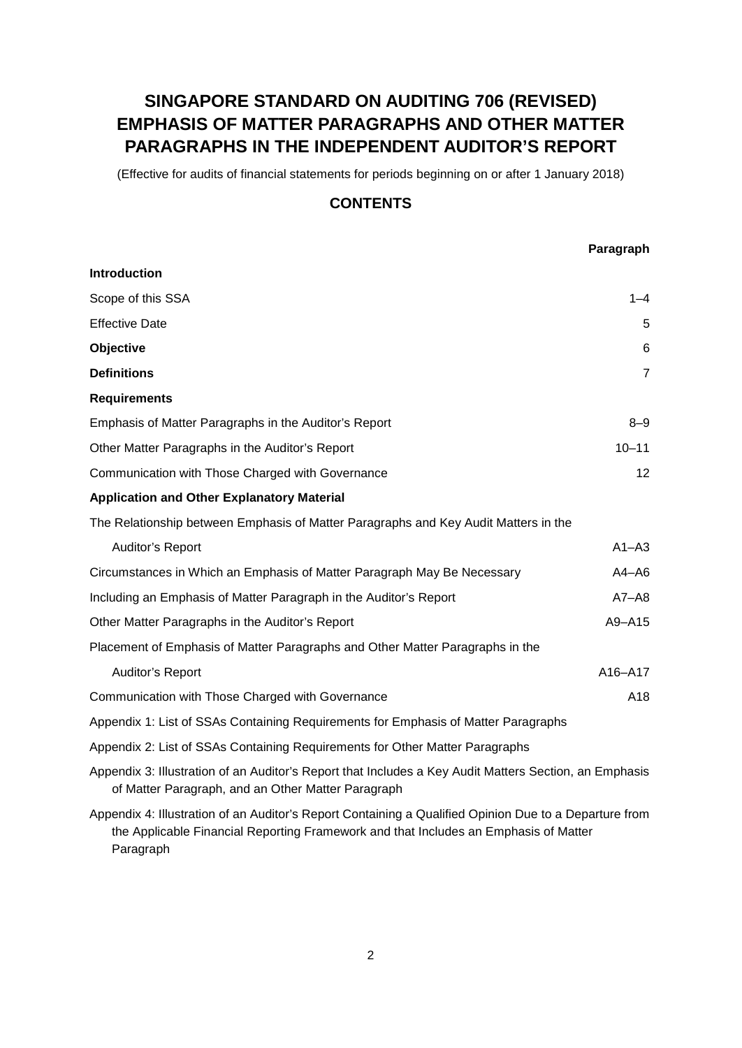# SINGAPORE STANDARD ON AUDITING 706 (REVISED) EMPHASIS OF MATTER PARAGRAPHS AND OTHER MATTER PARAGRAPHS IN THE INDEPENDENT AUDITOR'S REPORT

(Effective for audits of financial statements for periods beginning on or after 1 January 2018)

## CONTENTS

| | Paragraph |
|---|---|
| **Introduction** | |
| Scope of this SSA | 1–4 |
| Effective Date | 5 |
| **Objective** | 6 |
| **Definitions** | 7 |
| **Requirements** | |
| Emphasis of Matter Paragraphs in the Auditor's Report | 8–9 |
| Other Matter Paragraphs in the Auditor's Report | 10–11 |
| Communication with Those Charged with Governance | 12 |
| **Application and Other Explanatory Material** | |
| The Relationship between Emphasis of Matter Paragraphs and Key Audit Matters in the Auditor's Report | A1–A3 |
| Circumstances in Which an Emphasis of Matter Paragraph May Be Necessary | A4–A6 |
| Including an Emphasis of Matter Paragraph in the Auditor's Report | A7–A8 |
| Other Matter Paragraphs in the Auditor's Report | A9–A15 |
| Placement of Emphasis of Matter Paragraphs and Other Matter Paragraphs in the Auditor's Report | A16–A17 |
| Communication with Those Charged with Governance | A18 |
| Appendix 1: List of SSAs Containing Requirements for Emphasis of Matter Paragraphs | |
| Appendix 2: List of SSAs Containing Requirements for Other Matter Paragraphs | |
| Appendix 3: Illustration of an Auditor's Report that Includes a Key Audit Matters Section, an Emphasis of Matter Paragraph, and an Other Matter Paragraph | |
| Appendix 4: Illustration of an Auditor's Report Containing a Qualified Opinion Due to a Departure from the Applicable Financial Reporting Framework and that Includes an Emphasis of Matter Paragraph | |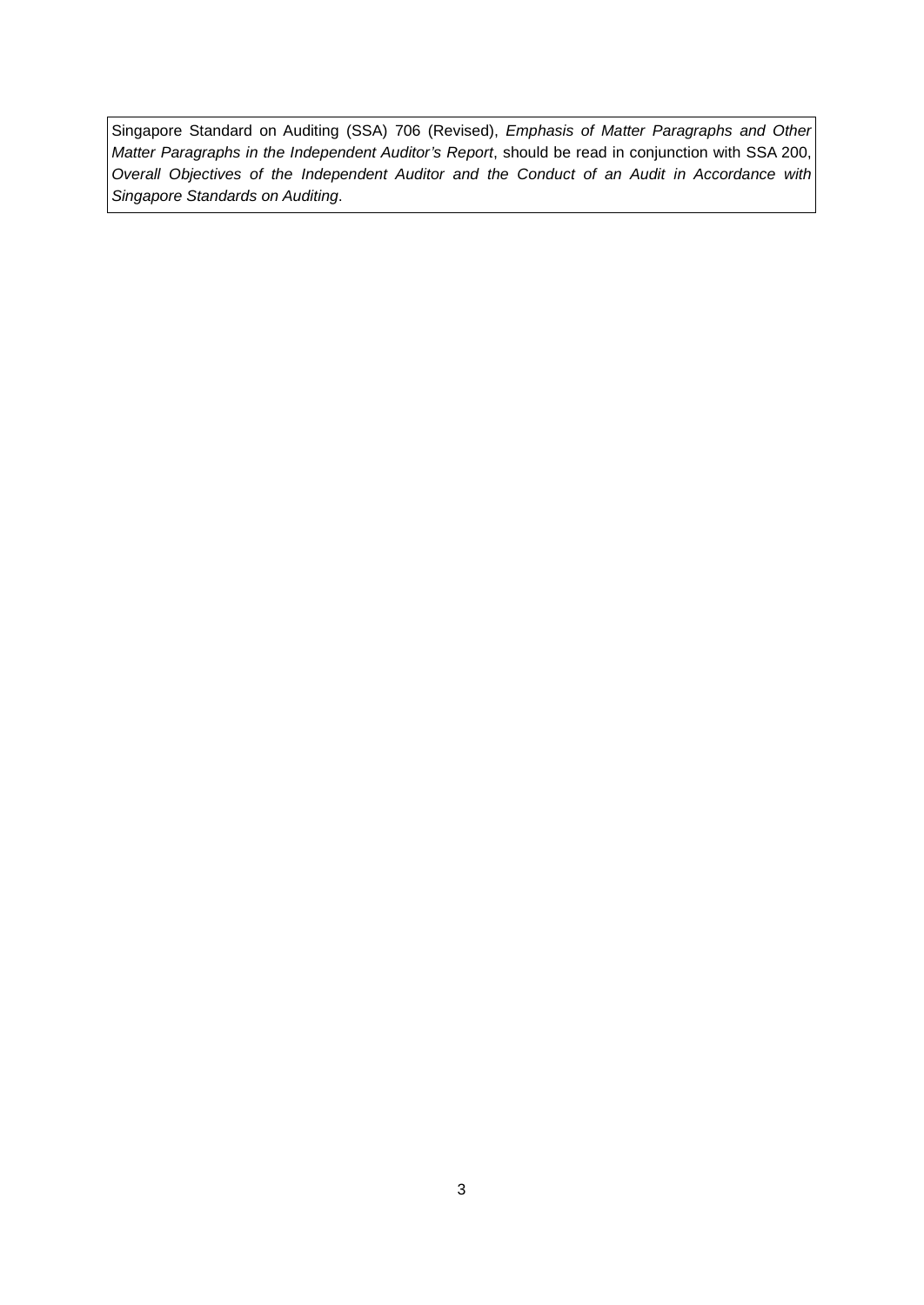Singapore Standard on Auditing (SSA) 706 (Revised), *Emphasis of Matter Paragraphs and Other Matter Paragraphs in the Independent Auditor's Report*, should be read in conjunction with SSA 200, *Overall Objectives of the Independent Auditor and the Conduct of an Audit in Accordance with Singapore Standards on Auditing*.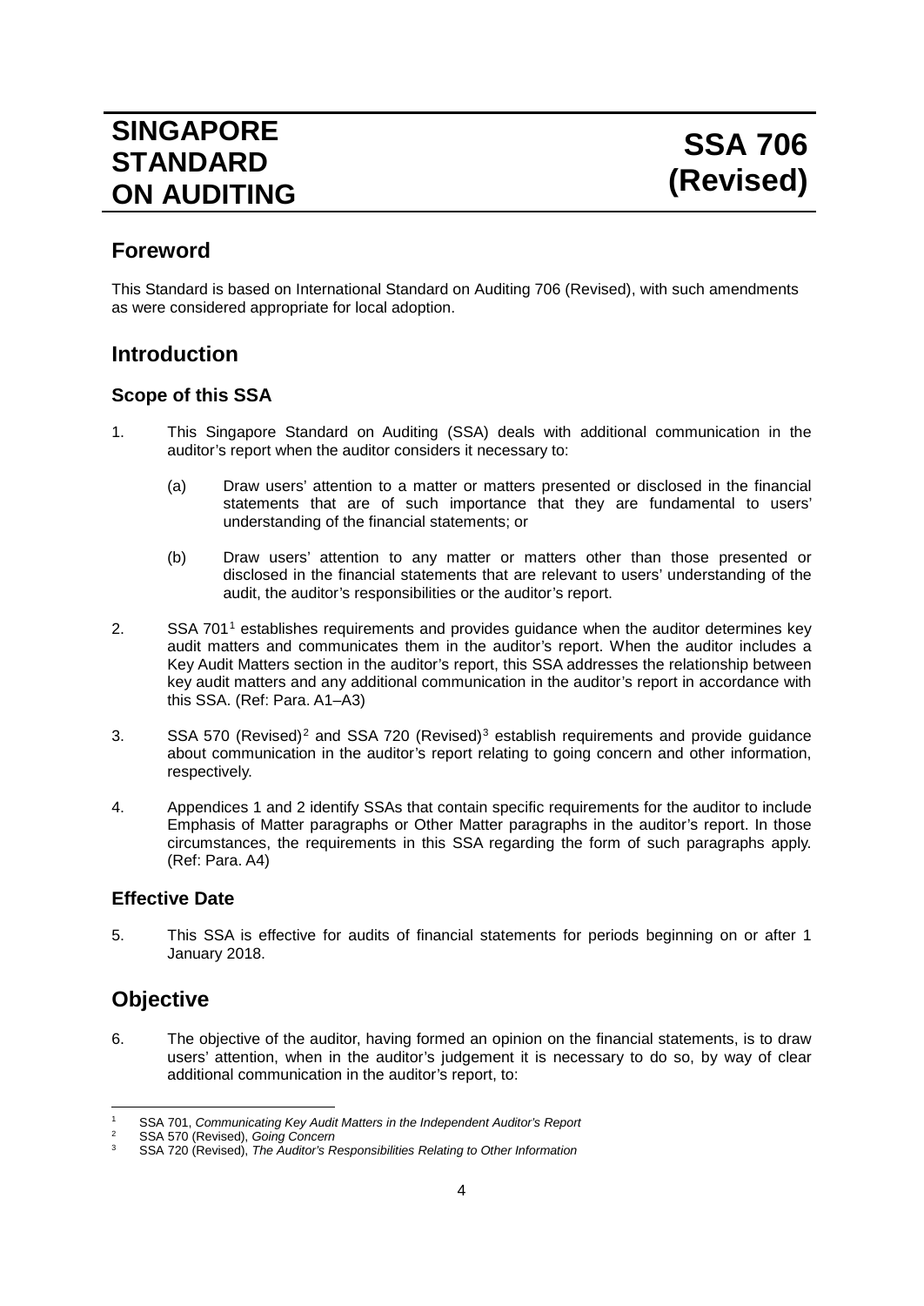# SINGAPORE STANDARD ON AUDITING

# SSA 706 (Revised)

## Foreword

This Standard is based on International Standard on Auditing 706 (Revised), with such amendments as were considered appropriate for local adoption.

## Introduction

### Scope of this SSA

1. This Singapore Standard on Auditing (SSA) deals with additional communication in the auditor's report when the auditor considers it necessary to:

   (a) Draw users' attention to a matter or matters presented or disclosed in the financial statements that are of such importance that they are fundamental to users' understanding of the financial statements; or

   (b) Draw users' attention to any matter or matters other than those presented or disclosed in the financial statements that are relevant to users' understanding of the audit, the auditor's responsibilities or the auditor's report.

2. SSA 701[1] establishes requirements and provides guidance when the auditor determines key audit matters and communicates them in the auditor's report. When the auditor includes a Key Audit Matters section in the auditor's report, this SSA addresses the relationship between key audit matters and any additional communication in the auditor's report in accordance with this SSA. (Ref: Para. A1–A3)

3. SSA 570 (Revised)[2] and SSA 720 (Revised)[3] establish requirements and provide guidance about communication in the auditor's report relating to going concern and other information, respectively.

4. Appendices 1 and 2 identify SSAs that contain specific requirements for the auditor to include Emphasis of Matter paragraphs or Other Matter paragraphs in the auditor's report. In those circumstances, the requirements in this SSA regarding the form of such paragraphs apply. (Ref: Para. A4)

### Effective Date

5. This SSA is effective for audits of financial statements for periods beginning on or after 1 January 2018.

## Objective

6. The objective of the auditor, having formed an opinion on the financial statements, is to draw users' attention, when in the auditor's judgement it is necessary to do so, by way of clear additional communication in the auditor's report, to:

---

[1] SSA 701, *Communicating Key Audit Matters in the Independent Auditor's Report*

[2] SSA 570 (Revised), *Going Concern*

[3] SSA 720 (Revised), *The Auditor's Responsibilities Relating to Other Information*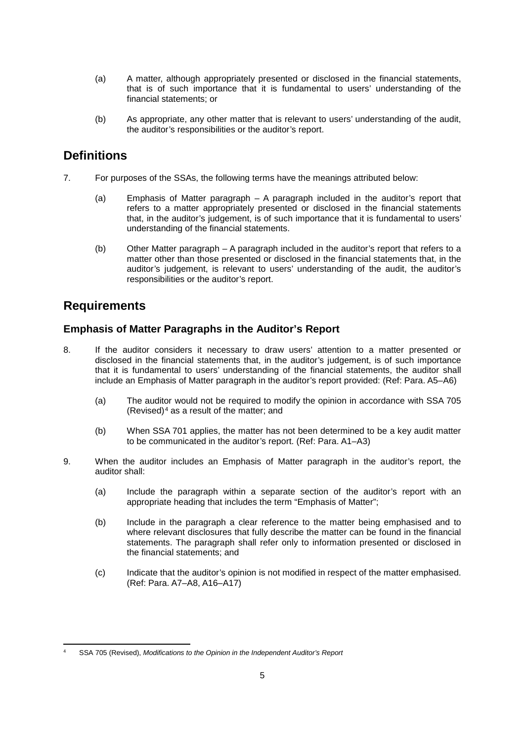(a) A matter, although appropriately presented or disclosed in the financial statements, that is of such importance that it is fundamental to users' understanding of the financial statements; or

(b) As appropriate, any other matter that is relevant to users' understanding of the audit, the auditor's responsibilities or the auditor's report.

## Definitions

7. For purposes of the SSAs, the following terms have the meanings attributed below:

   (a) Emphasis of Matter paragraph – A paragraph included in the auditor's report that refers to a matter appropriately presented or disclosed in the financial statements that, in the auditor's judgement, is of such importance that it is fundamental to users' understanding of the financial statements.

   (b) Other Matter paragraph – A paragraph included in the auditor's report that refers to a matter other than those presented or disclosed in the financial statements that, in the auditor's judgement, is relevant to users' understanding of the audit, the auditor's responsibilities or the auditor's report.

## Requirements

### Emphasis of Matter Paragraphs in the Auditor's Report

8. If the auditor considers it necessary to draw users' attention to a matter presented or disclosed in the financial statements that, in the auditor's judgement, is of such importance that it is fundamental to users' understanding of the financial statements, the auditor shall include an Emphasis of Matter paragraph in the auditor's report provided: (Ref: Para. A5–A6)

   (a) The auditor would not be required to modify the opinion in accordance with SSA 705 (Revised)[4] as a result of the matter; and

   (b) When SSA 701 applies, the matter has not been determined to be a key audit matter to be communicated in the auditor's report. (Ref: Para. A1–A3)

9. When the auditor includes an Emphasis of Matter paragraph in the auditor's report, the auditor shall:

   (a) Include the paragraph within a separate section of the auditor's report with an appropriate heading that includes the term "Emphasis of Matter";

   (b) Include in the paragraph a clear reference to the matter being emphasised and to where relevant disclosures that fully describe the matter can be found in the financial statements. The paragraph shall refer only to information presented or disclosed in the financial statements; and

   (c) Indicate that the auditor's opinion is not modified in respect of the matter emphasised. (Ref: Para. A7–A8, A16–A17)

---

[4] SSA 705 (Revised), *Modifications to the Opinion in the Independent Auditor's Report*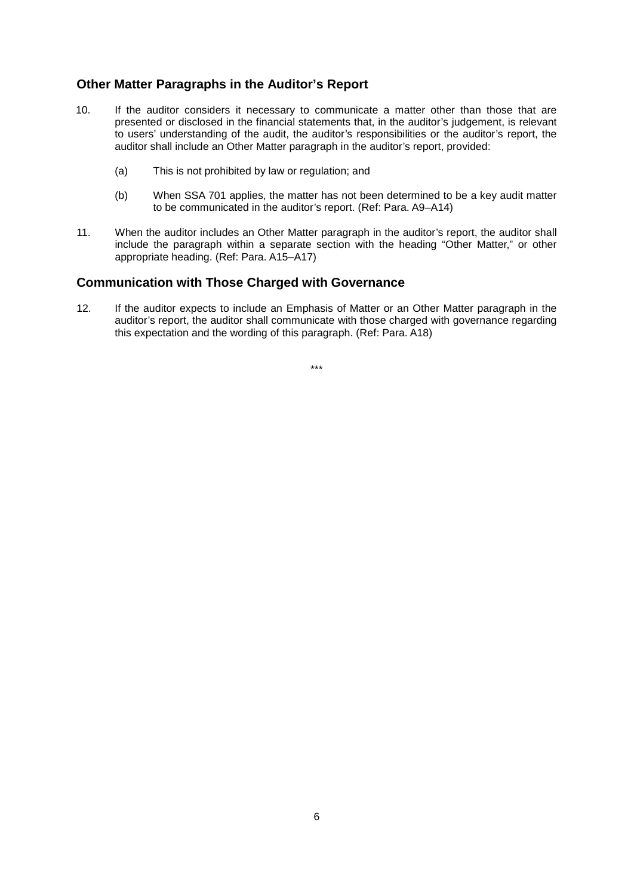## Other Matter Paragraphs in the Auditor's Report

10. If the auditor considers it necessary to communicate a matter other than those that are presented or disclosed in the financial statements that, in the auditor's judgement, is relevant to users' understanding of the audit, the auditor's responsibilities or the auditor's report, the auditor shall include an Other Matter paragraph in the auditor's report, provided:

    (a) This is not prohibited by law or regulation; and

    (b) When SSA 701 applies, the matter has not been determined to be a key audit matter to be communicated in the auditor's report. (Ref: Para. A9–A14)

11. When the auditor includes an Other Matter paragraph in the auditor's report, the auditor shall include the paragraph within a separate section with the heading "Other Matter," or other appropriate heading. (Ref: Para. A15–A17)

## Communication with Those Charged with Governance

12. If the auditor expects to include an Emphasis of Matter or an Other Matter paragraph in the auditor's report, the auditor shall communicate with those charged with governance regarding this expectation and the wording of this paragraph. (Ref: Para. A18)

***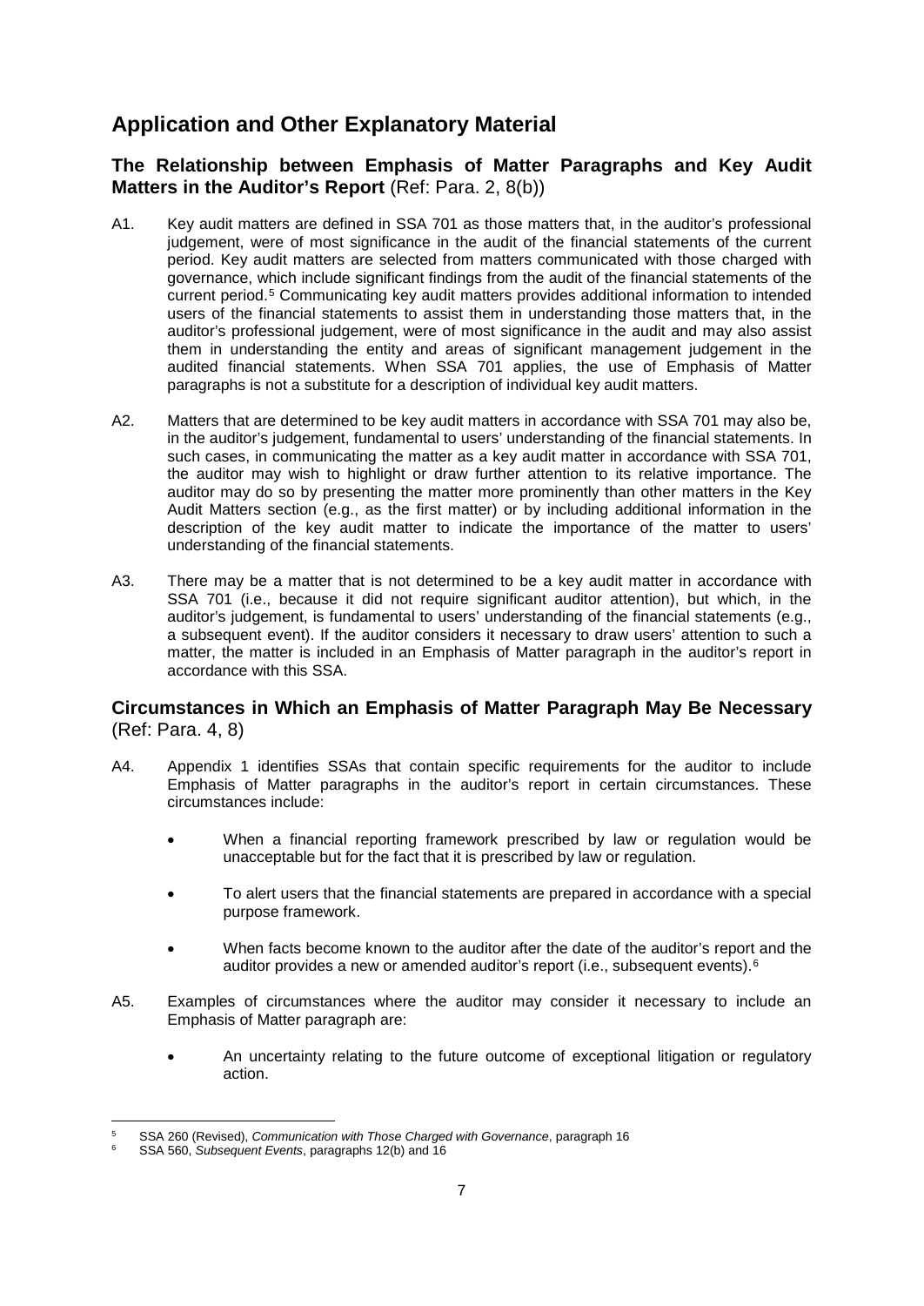## Application and Other Explanatory Material

### The Relationship between Emphasis of Matter Paragraphs and Key Audit Matters in the Auditor's Report (Ref: Para. 2, 8(b))

A1. Key audit matters are defined in SSA 701 as those matters that, in the auditor's professional judgement, were of most significance in the audit of the financial statements of the current period. Key audit matters are selected from matters communicated with those charged with governance, which include significant findings from the audit of the financial statements of the current period.[5] Communicating key audit matters provides additional information to intended users of the financial statements to assist them in understanding those matters that, in the auditor's professional judgement, were of most significance in the audit and may also assist them in understanding the entity and areas of significant management judgement in the audited financial statements. When SSA 701 applies, the use of Emphasis of Matter paragraphs is not a substitute for a description of individual key audit matters.

A2. Matters that are determined to be key audit matters in accordance with SSA 701 may also be, in the auditor's judgement, fundamental to users' understanding of the financial statements. In such cases, in communicating the matter as a key audit matter in accordance with SSA 701, the auditor may wish to highlight or draw further attention to its relative importance. The auditor may do so by presenting the matter more prominently than other matters in the Key Audit Matters section (e.g., as the first matter) or by including additional information in the description of the key audit matter to indicate the importance of the matter to users' understanding of the financial statements.

A3. There may be a matter that is not determined to be a key audit matter in accordance with SSA 701 (i.e., because it did not require significant auditor attention), but which, in the auditor's judgement, is fundamental to users' understanding of the financial statements (e.g., a subsequent event). If the auditor considers it necessary to draw users' attention to such a matter, the matter is included in an Emphasis of Matter paragraph in the auditor's report in accordance with this SSA.

### Circumstances in Which an Emphasis of Matter Paragraph May Be Necessary (Ref: Para. 4, 8)

A4. Appendix 1 identifies SSAs that contain specific requirements for the auditor to include Emphasis of Matter paragraphs in the auditor's report in certain circumstances. These circumstances include:

- When a financial reporting framework prescribed by law or regulation would be unacceptable but for the fact that it is prescribed by law or regulation.
- To alert users that the financial statements are prepared in accordance with a special purpose framework.
- When facts become known to the auditor after the date of the auditor's report and the auditor provides a new or amended auditor's report (i.e., subsequent events).[6]

A5. Examples of circumstances where the auditor may consider it necessary to include an Emphasis of Matter paragraph are:

- An uncertainty relating to the future outcome of exceptional litigation or regulatory action.

---

[5] SSA 260 (Revised), *Communication with Those Charged with Governance*, paragraph 16

[6] SSA 560, *Subsequent Events*, paragraphs 12(b) and 16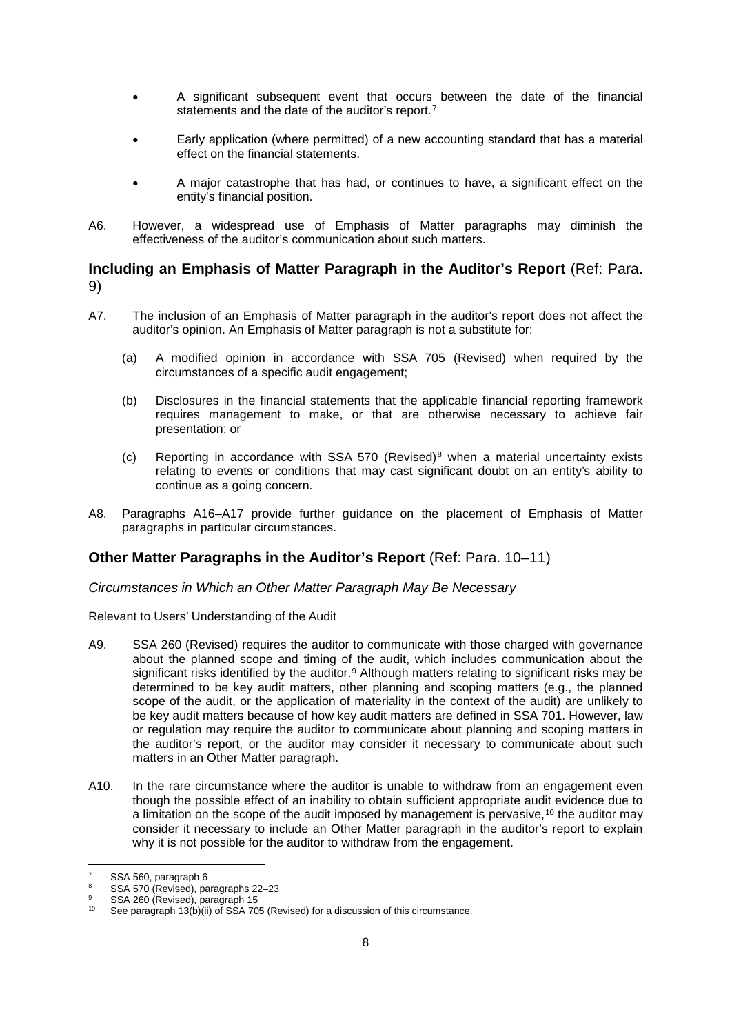- A significant subsequent event that occurs between the date of the financial statements and the date of the auditor's report.[7]

- Early application (where permitted) of a new accounting standard that has a material effect on the financial statements.

- A major catastrophe that has had, or continues to have, a significant effect on the entity's financial position.

A6. However, a widespread use of Emphasis of Matter paragraphs may diminish the effectiveness of the auditor's communication about such matters.

## **Including an Emphasis of Matter Paragraph in the Auditor's Report** (Ref: Para. 9)

A7. The inclusion of an Emphasis of Matter paragraph in the auditor's report does not affect the auditor's opinion. An Emphasis of Matter paragraph is not a substitute for:

(a) A modified opinion in accordance with SSA 705 (Revised) when required by the circumstances of a specific audit engagement;

(b) Disclosures in the financial statements that the applicable financial reporting framework requires management to make, or that are otherwise necessary to achieve fair presentation; or

(c) Reporting in accordance with SSA 570 (Revised)[8] when a material uncertainty exists relating to events or conditions that may cast significant doubt on an entity's ability to continue as a going concern.

A8. Paragraphs A16–A17 provide further guidance on the placement of Emphasis of Matter paragraphs in particular circumstances.

## **Other Matter Paragraphs in the Auditor's Report** (Ref: Para. 10–11)

*Circumstances in Which an Other Matter Paragraph May Be Necessary*

Relevant to Users' Understanding of the Audit

A9. SSA 260 (Revised) requires the auditor to communicate with those charged with governance about the planned scope and timing of the audit, which includes communication about the significant risks identified by the auditor.[9] Although matters relating to significant risks may be determined to be key audit matters, other planning and scoping matters (e.g., the planned scope of the audit, or the application of materiality in the context of the audit) are unlikely to be key audit matters because of how key audit matters are defined in SSA 701. However, law or regulation may require the auditor to communicate about planning and scoping matters in the auditor's report, or the auditor may consider it necessary to communicate about such matters in an Other Matter paragraph.

A10. In the rare circumstance where the auditor is unable to withdraw from an engagement even though the possible effect of an inability to obtain sufficient appropriate audit evidence due to a limitation on the scope of the audit imposed by management is pervasive,[10] the auditor may consider it necessary to include an Other Matter paragraph in the auditor's report to explain why it is not possible for the auditor to withdraw from the engagement.

---

[7] SSA 560, paragraph 6

[8] SSA 570 (Revised), paragraphs 22–23

[9] SSA 260 (Revised), paragraph 15

[10] See paragraph 13(b)(ii) of SSA 705 (Revised) for a discussion of this circumstance.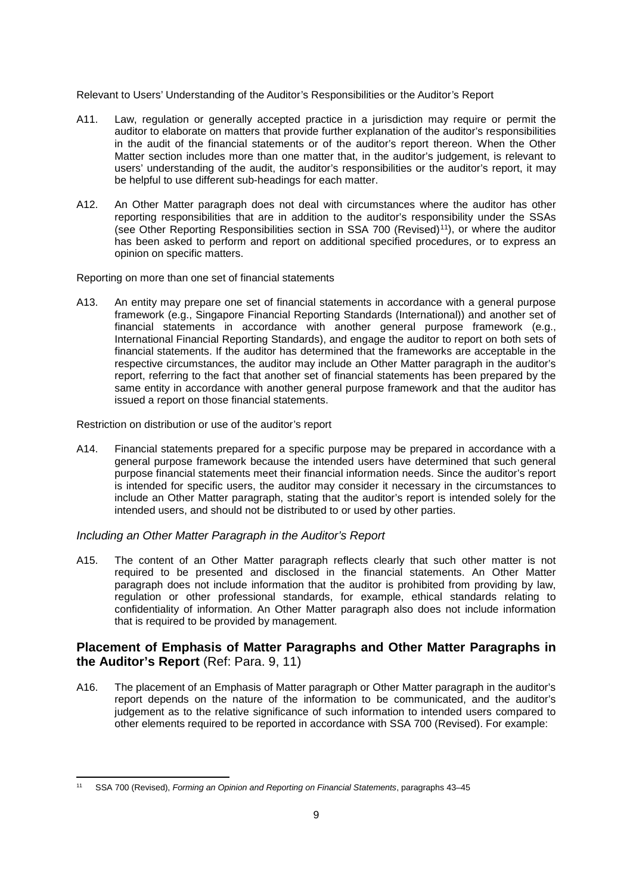Relevant to Users' Understanding of the Auditor's Responsibilities or the Auditor's Report

A11. Law, regulation or generally accepted practice in a jurisdiction may require or permit the auditor to elaborate on matters that provide further explanation of the auditor's responsibilities in the audit of the financial statements or of the auditor's report thereon. When the Other Matter section includes more than one matter that, in the auditor's judgement, is relevant to users' understanding of the audit, the auditor's responsibilities or the auditor's report, it may be helpful to use different sub-headings for each matter.

A12. An Other Matter paragraph does not deal with circumstances where the auditor has other reporting responsibilities that are in addition to the auditor's responsibility under the SSAs (see Other Reporting Responsibilities section in SSA 700 (Revised)[11]), or where the auditor has been asked to perform and report on additional specified procedures, or to express an opinion on specific matters.

Reporting on more than one set of financial statements

A13. An entity may prepare one set of financial statements in accordance with a general purpose framework (e.g., Singapore Financial Reporting Standards (International)) and another set of financial statements in accordance with another general purpose framework (e.g., International Financial Reporting Standards), and engage the auditor to report on both sets of financial statements. If the auditor has determined that the frameworks are acceptable in the respective circumstances, the auditor may include an Other Matter paragraph in the auditor's report, referring to the fact that another set of financial statements has been prepared by the same entity in accordance with another general purpose framework and that the auditor has issued a report on those financial statements.

Restriction on distribution or use of the auditor's report

A14. Financial statements prepared for a specific purpose may be prepared in accordance with a general purpose framework because the intended users have determined that such general purpose financial statements meet their financial information needs. Since the auditor's report is intended for specific users, the auditor may consider it necessary in the circumstances to include an Other Matter paragraph, stating that the auditor's report is intended solely for the intended users, and should not be distributed to or used by other parties.

*Including an Other Matter Paragraph in the Auditor's Report*

A15. The content of an Other Matter paragraph reflects clearly that such other matter is not required to be presented and disclosed in the financial statements. An Other Matter paragraph does not include information that the auditor is prohibited from providing by law, regulation or other professional standards, for example, ethical standards relating to confidentiality of information. An Other Matter paragraph also does not include information that is required to be provided by management.

## Placement of Emphasis of Matter Paragraphs and Other Matter Paragraphs in the Auditor's Report (Ref: Para. 9, 11)

A16. The placement of an Emphasis of Matter paragraph or Other Matter paragraph in the auditor's report depends on the nature of the information to be communicated, and the auditor's judgement as to the relative significance of such information to intended users compared to other elements required to be reported in accordance with SSA 700 (Revised). For example:

[11] SSA 700 (Revised), *Forming an Opinion and Reporting on Financial Statements*, paragraphs 43–45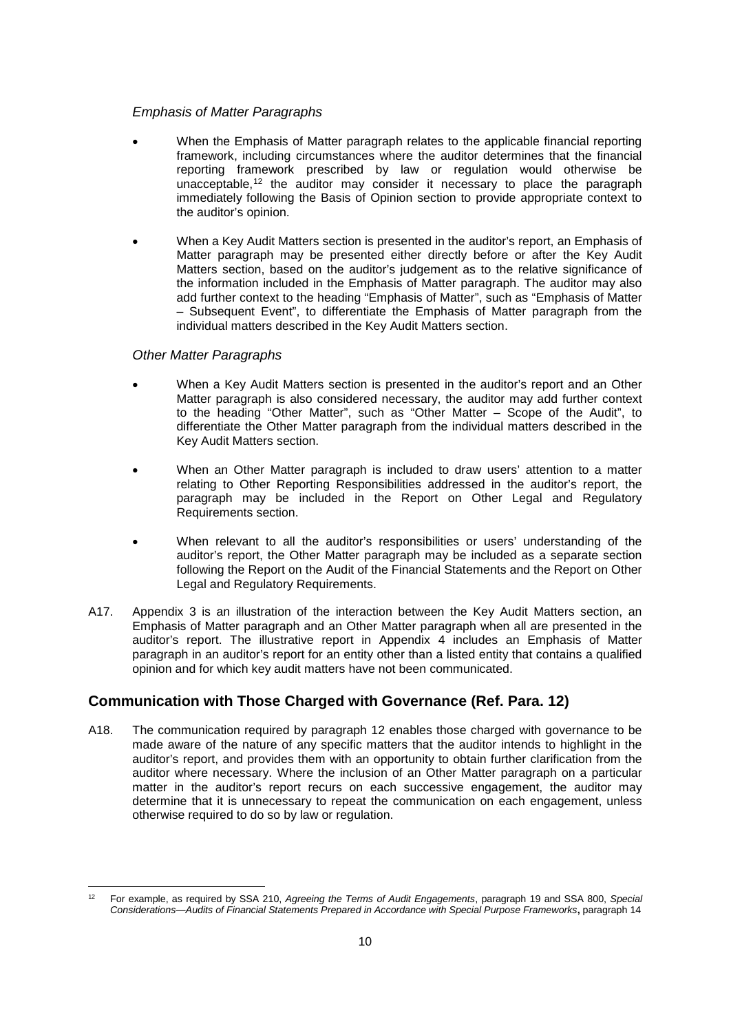*Emphasis of Matter Paragraphs*

- When the Emphasis of Matter paragraph relates to the applicable financial reporting framework, including circumstances where the auditor determines that the financial reporting framework prescribed by law or regulation would otherwise be unacceptable,[12] the auditor may consider it necessary to place the paragraph immediately following the Basis of Opinion section to provide appropriate context to the auditor's opinion.

- When a Key Audit Matters section is presented in the auditor's report, an Emphasis of Matter paragraph may be presented either directly before or after the Key Audit Matters section, based on the auditor's judgement as to the relative significance of the information included in the Emphasis of Matter paragraph. The auditor may also add further context to the heading "Emphasis of Matter", such as "Emphasis of Matter – Subsequent Event", to differentiate the Emphasis of Matter paragraph from the individual matters described in the Key Audit Matters section.

*Other Matter Paragraphs*

- When a Key Audit Matters section is presented in the auditor's report and an Other Matter paragraph is also considered necessary, the auditor may add further context to the heading "Other Matter", such as "Other Matter – Scope of the Audit", to differentiate the Other Matter paragraph from the individual matters described in the Key Audit Matters section.

- When an Other Matter paragraph is included to draw users' attention to a matter relating to Other Reporting Responsibilities addressed in the auditor's report, the paragraph may be included in the Report on Other Legal and Regulatory Requirements section.

- When relevant to all the auditor's responsibilities or users' understanding of the auditor's report, the Other Matter paragraph may be included as a separate section following the Report on the Audit of the Financial Statements and the Report on Other Legal and Regulatory Requirements.

A17. Appendix 3 is an illustration of the interaction between the Key Audit Matters section, an Emphasis of Matter paragraph and an Other Matter paragraph when all are presented in the auditor's report. The illustrative report in Appendix 4 includes an Emphasis of Matter paragraph in an auditor's report for an entity other than a listed entity that contains a qualified opinion and for which key audit matters have not been communicated.

## Communication with Those Charged with Governance (Ref. Para. 12)

A18. The communication required by paragraph 12 enables those charged with governance to be made aware of the nature of any specific matters that the auditor intends to highlight in the auditor's report, and provides them with an opportunity to obtain further clarification from the auditor where necessary. Where the inclusion of an Other Matter paragraph on a particular matter in the auditor's report recurs on each successive engagement, the auditor may determine that it is unnecessary to repeat the communication on each engagement, unless otherwise required to do so by law or regulation.

---

[12] For example, as required by SSA 210, *Agreeing the Terms of Audit Engagements*, paragraph 19 and SSA 800, *Special Considerations—Audits of Financial Statements Prepared in Accordance with Special Purpose Frameworks*, paragraph 14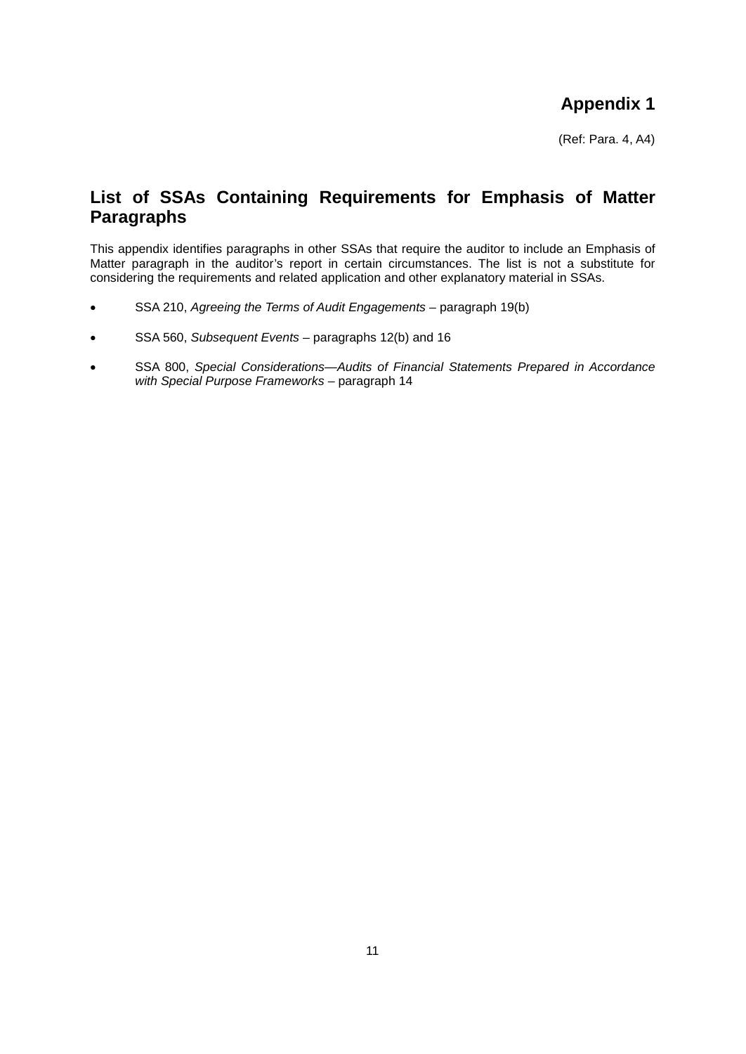# Appendix 1

(Ref: Para. 4, A4)

## List of SSAs Containing Requirements for Emphasis of Matter Paragraphs

This appendix identifies paragraphs in other SSAs that require the auditor to include an Emphasis of Matter paragraph in the auditor's report in certain circumstances. The list is not a substitute for considering the requirements and related application and other explanatory material in SSAs.

- SSA 210, *Agreeing the Terms of Audit Engagements* – paragraph 19(b)
- SSA 560, *Subsequent Events* – paragraphs 12(b) and 16
- SSA 800, *Special Considerations—Audits of Financial Statements Prepared in Accordance with Special Purpose Frameworks* – paragraph 14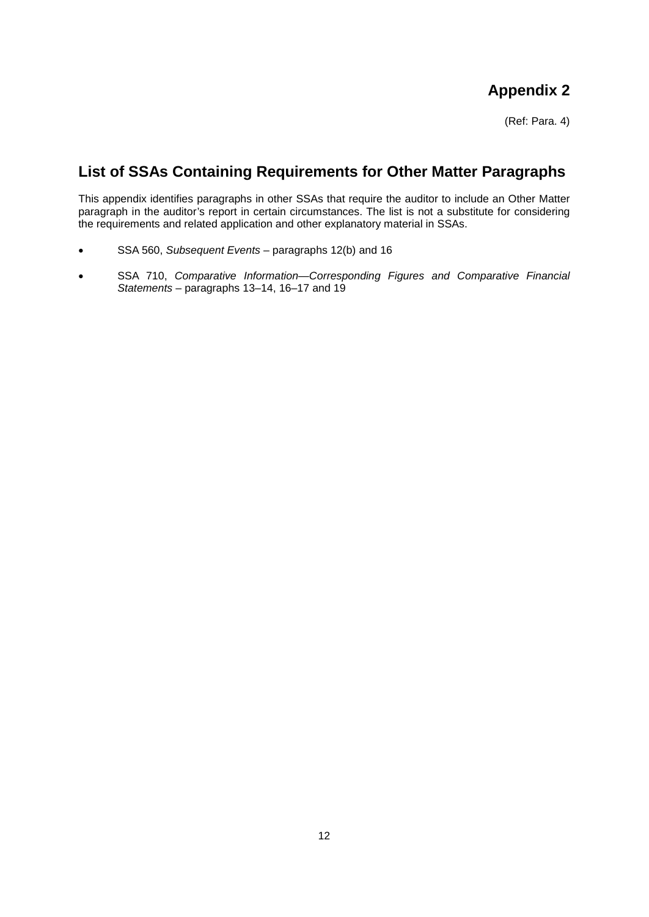# Appendix 2

(Ref: Para. 4)

## List of SSAs Containing Requirements for Other Matter Paragraphs

This appendix identifies paragraphs in other SSAs that require the auditor to include an Other Matter paragraph in the auditor's report in certain circumstances. The list is not a substitute for considering the requirements and related application and other explanatory material in SSAs.

- SSA 560, *Subsequent Events* – paragraphs 12(b) and 16
- SSA 710, *Comparative Information—Corresponding Figures and Comparative Financial Statements* – paragraphs 13–14, 16–17 and 19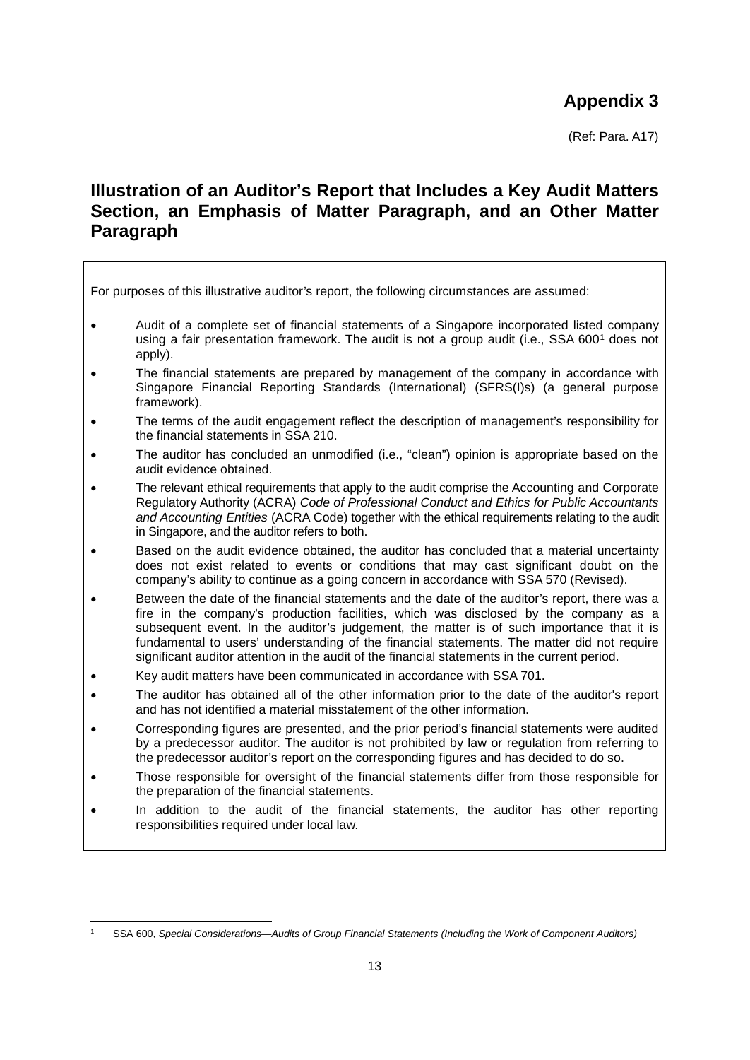# Appendix 3

(Ref: Para. A17)

## Illustration of an Auditor's Report that Includes a Key Audit Matters Section, an Emphasis of Matter Paragraph, and an Other Matter Paragraph

For purposes of this illustrative auditor's report, the following circumstances are assumed:

- Audit of a complete set of financial statements of a Singapore incorporated listed company using a fair presentation framework. The audit is not a group audit (i.e., SSA 600[1] does not apply).
- The financial statements are prepared by management of the company in accordance with Singapore Financial Reporting Standards (International) (SFRS(I)s) (a general purpose framework).
- The terms of the audit engagement reflect the description of management's responsibility for the financial statements in SSA 210.
- The auditor has concluded an unmodified (i.e., "clean") opinion is appropriate based on the audit evidence obtained.
- The relevant ethical requirements that apply to the audit comprise the Accounting and Corporate Regulatory Authority (ACRA) *Code of Professional Conduct and Ethics for Public Accountants and Accounting Entities* (ACRA Code) together with the ethical requirements relating to the audit in Singapore, and the auditor refers to both.
- Based on the audit evidence obtained, the auditor has concluded that a material uncertainty does not exist related to events or conditions that may cast significant doubt on the company's ability to continue as a going concern in accordance with SSA 570 (Revised).
- Between the date of the financial statements and the date of the auditor's report, there was a fire in the company's production facilities, which was disclosed by the company as a subsequent event. In the auditor's judgement, the matter is of such importance that it is fundamental to users' understanding of the financial statements. The matter did not require significant auditor attention in the audit of the financial statements in the current period.
- Key audit matters have been communicated in accordance with SSA 701.
- The auditor has obtained all of the other information prior to the date of the auditor's report and has not identified a material misstatement of the other information.
- Corresponding figures are presented, and the prior period's financial statements were audited by a predecessor auditor. The auditor is not prohibited by law or regulation from referring to the predecessor auditor's report on the corresponding figures and has decided to do so.
- Those responsible for oversight of the financial statements differ from those responsible for the preparation of the financial statements.
- In addition to the audit of the financial statements, the auditor has other reporting responsibilities required under local law.

[1] SSA 600, *Special Considerations—Audits of Group Financial Statements (Including the Work of Component Auditors)*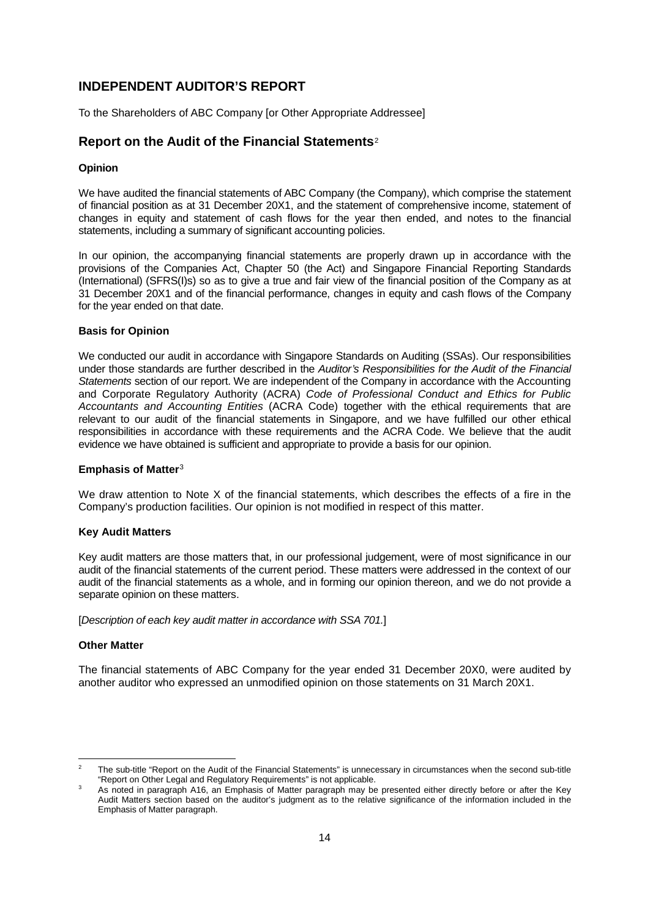## INDEPENDENT AUDITOR'S REPORT

To the Shareholders of ABC Company [or Other Appropriate Addressee]

### Report on the Audit of the Financial Statements[2]

**Opinion**

We have audited the financial statements of ABC Company (the Company), which comprise the statement of financial position as at 31 December 20X1, and the statement of comprehensive income, statement of changes in equity and statement of cash flows for the year then ended, and notes to the financial statements, including a summary of significant accounting policies.

In our opinion, the accompanying financial statements are properly drawn up in accordance with the provisions of the Companies Act, Chapter 50 (the Act) and Singapore Financial Reporting Standards (International) (SFRS(I)s) so as to give a true and fair view of the financial position of the Company as at 31 December 20X1 and of the financial performance, changes in equity and cash flows of the Company for the year ended on that date.

**Basis for Opinion**

We conducted our audit in accordance with Singapore Standards on Auditing (SSAs). Our responsibilities under those standards are further described in the *Auditor's Responsibilities for the Audit of the Financial Statements* section of our report. We are independent of the Company in accordance with the Accounting and Corporate Regulatory Authority (ACRA) *Code of Professional Conduct and Ethics for Public Accountants and Accounting Entities* (ACRA Code) together with the ethical requirements that are relevant to our audit of the financial statements in Singapore, and we have fulfilled our other ethical responsibilities in accordance with these requirements and the ACRA Code. We believe that the audit evidence we have obtained is sufficient and appropriate to provide a basis for our opinion.

**Emphasis of Matter**[3]

We draw attention to Note X of the financial statements, which describes the effects of a fire in the Company's production facilities. Our opinion is not modified in respect of this matter.

**Key Audit Matters**

Key audit matters are those matters that, in our professional judgement, were of most significance in our audit of the financial statements of the current period. These matters were addressed in the context of our audit of the financial statements as a whole, and in forming our opinion thereon, and we do not provide a separate opinion on these matters.

[*Description of each key audit matter in accordance with SSA 701.*]

**Other Matter**

The financial statements of ABC Company for the year ended 31 December 20X0, were audited by another auditor who expressed an unmodified opinion on those statements on 31 March 20X1.

---

[2] The sub-title "Report on the Audit of the Financial Statements" is unnecessary in circumstances when the second sub-title "Report on Other Legal and Regulatory Requirements" is not applicable.

[3] As noted in paragraph A16, an Emphasis of Matter paragraph may be presented either directly before or after the Key Audit Matters section based on the auditor's judgment as to the relative significance of the information included in the Emphasis of Matter paragraph.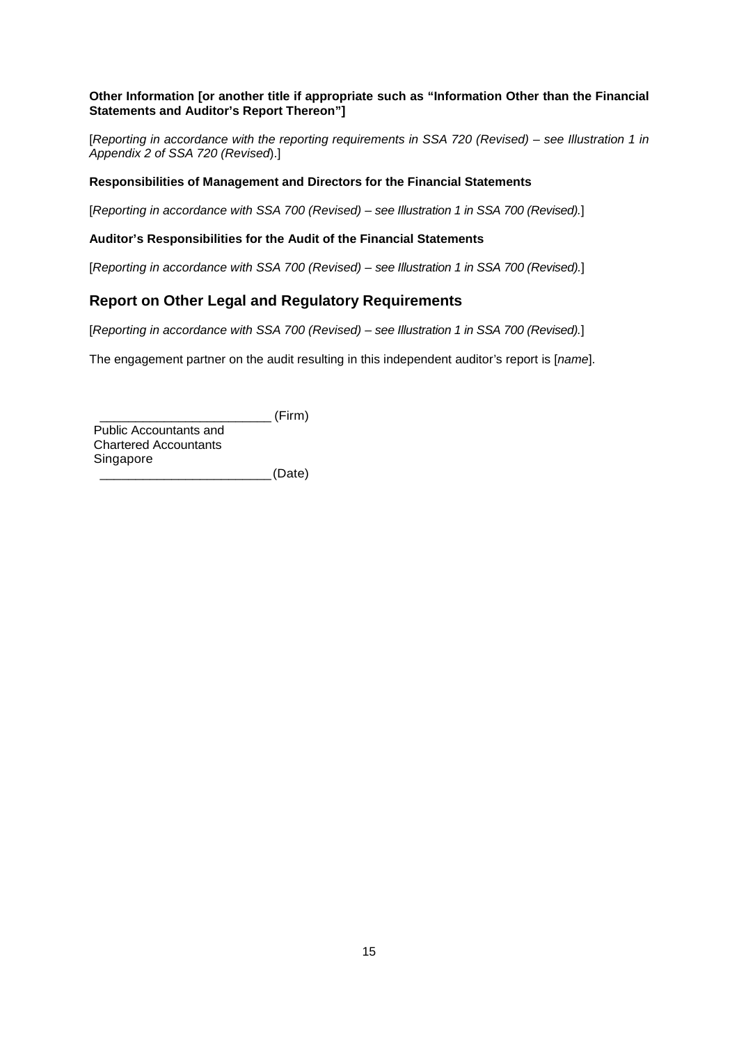**Other Information [or another title if appropriate such as "Information Other than the Financial Statements and Auditor's Report Thereon"]**

[*Reporting in accordance with the reporting requirements in SSA 720 (Revised) – see Illustration 1 in Appendix 2 of SSA 720 (Revised)*.]

**Responsibilities of Management and Directors for the Financial Statements**

[*Reporting in accordance with SSA 700 (Revised) – see Illustration 1 in SSA 700 (Revised).*]

**Auditor's Responsibilities for the Audit of the Financial Statements**

[*Reporting in accordance with SSA 700 (Revised) – see Illustration 1 in SSA 700 (Revised).*]

## Report on Other Legal and Regulatory Requirements

[*Reporting in accordance with SSA 700 (Revised) – see Illustration 1 in SSA 700 (Revised).*]

The engagement partner on the audit resulting in this independent auditor's report is [*name*].

________________________ (Firm)
Public Accountants and
Chartered Accountants
Singapore
________________________ (Date)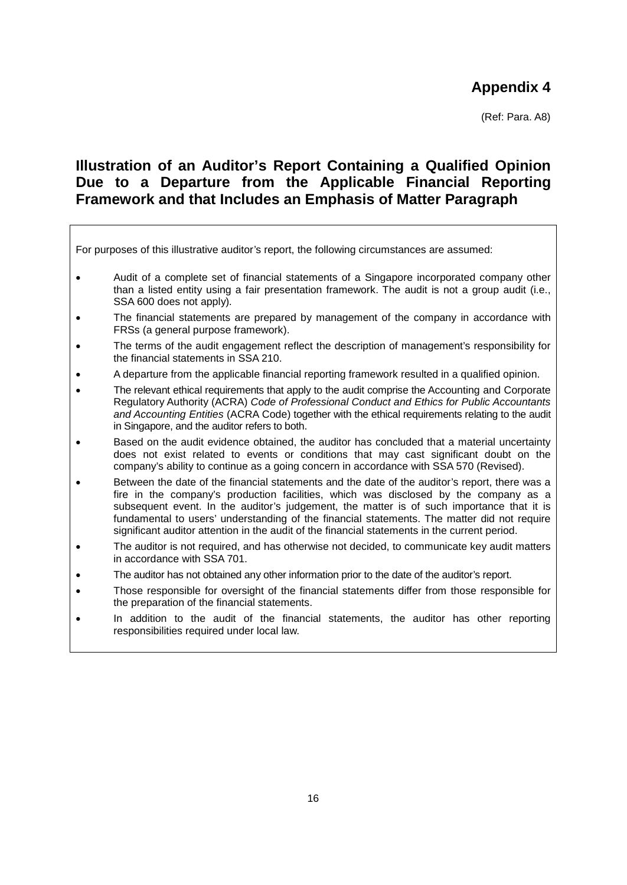# Appendix 4

(Ref: Para. A8)

## Illustration of an Auditor's Report Containing a Qualified Opinion Due to a Departure from the Applicable Financial Reporting Framework and that Includes an Emphasis of Matter Paragraph

For purposes of this illustrative auditor's report, the following circumstances are assumed:

- Audit of a complete set of financial statements of a Singapore incorporated company other than a listed entity using a fair presentation framework. The audit is not a group audit (i.e., SSA 600 does not apply).
- The financial statements are prepared by management of the company in accordance with FRSs (a general purpose framework).
- The terms of the audit engagement reflect the description of management's responsibility for the financial statements in SSA 210.
- A departure from the applicable financial reporting framework resulted in a qualified opinion.
- The relevant ethical requirements that apply to the audit comprise the Accounting and Corporate Regulatory Authority (ACRA) *Code of Professional Conduct and Ethics for Public Accountants and Accounting Entities* (ACRA Code) together with the ethical requirements relating to the audit in Singapore, and the auditor refers to both.
- Based on the audit evidence obtained, the auditor has concluded that a material uncertainty does not exist related to events or conditions that may cast significant doubt on the company's ability to continue as a going concern in accordance with SSA 570 (Revised).
- Between the date of the financial statements and the date of the auditor's report, there was a fire in the company's production facilities, which was disclosed by the company as a subsequent event. In the auditor's judgement, the matter is of such importance that it is fundamental to users' understanding of the financial statements. The matter did not require significant auditor attention in the audit of the financial statements in the current period.
- The auditor is not required, and has otherwise not decided, to communicate key audit matters in accordance with SSA 701.
- The auditor has not obtained any other information prior to the date of the auditor's report.
- Those responsible for oversight of the financial statements differ from those responsible for the preparation of the financial statements.
- In addition to the audit of the financial statements, the auditor has other reporting responsibilities required under local law.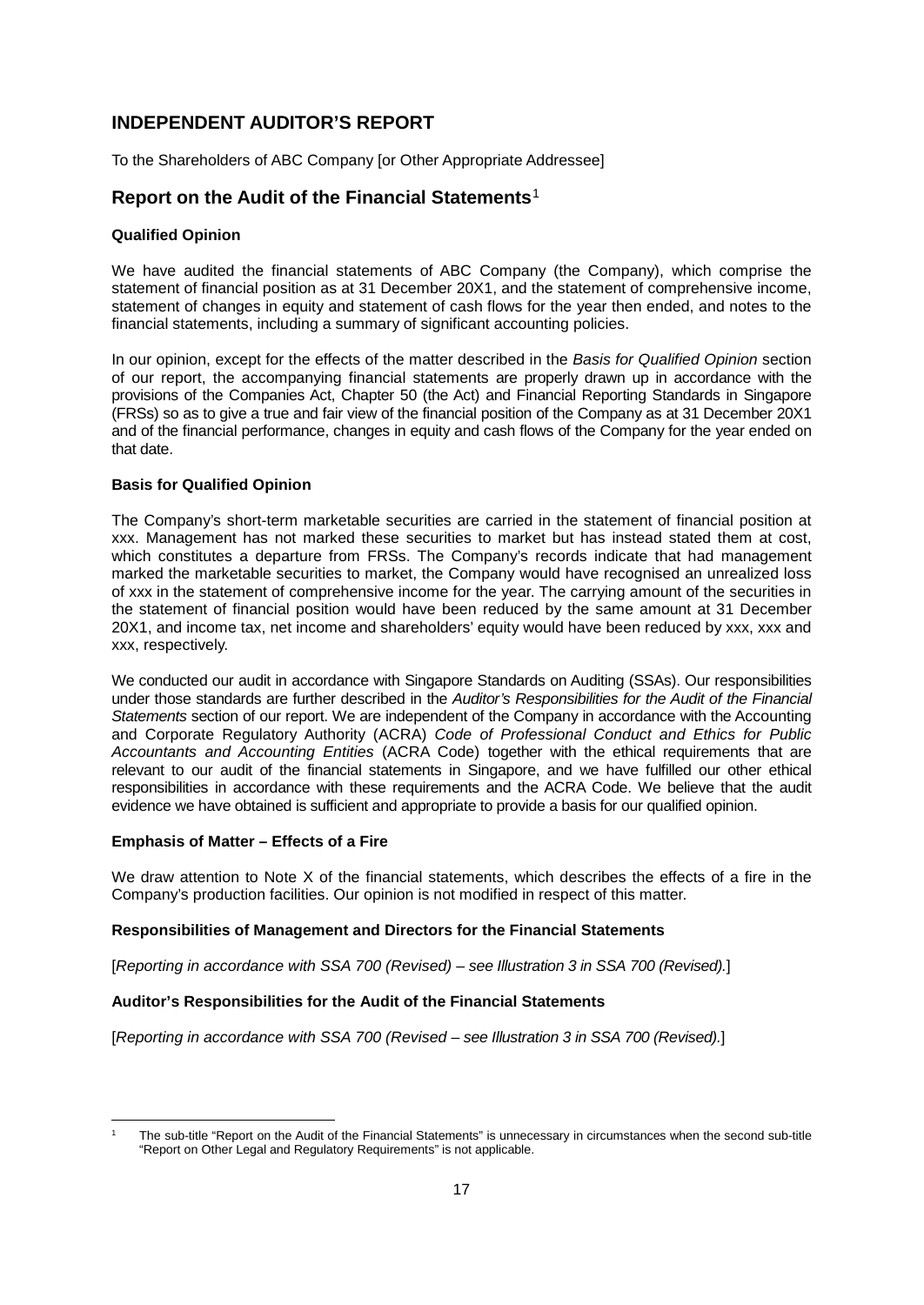## INDEPENDENT AUDITOR'S REPORT

To the Shareholders of ABC Company [or Other Appropriate Addressee]

## Report on the Audit of the Financial Statements[1]

### Qualified Opinion

We have audited the financial statements of ABC Company (the Company), which comprise the statement of financial position as at 31 December 20X1, and the statement of comprehensive income, statement of changes in equity and statement of cash flows for the year then ended, and notes to the financial statements, including a summary of significant accounting policies.

In our opinion, except for the effects of the matter described in the *Basis for Qualified Opinion* section of our report, the accompanying financial statements are properly drawn up in accordance with the provisions of the Companies Act, Chapter 50 (the Act) and Financial Reporting Standards in Singapore (FRSs) so as to give a true and fair view of the financial position of the Company as at 31 December 20X1 and of the financial performance, changes in equity and cash flows of the Company for the year ended on that date.

### Basis for Qualified Opinion

The Company's short-term marketable securities are carried in the statement of financial position at xxx. Management has not marked these securities to market but has instead stated them at cost, which constitutes a departure from FRSs. The Company's records indicate that had management marked the marketable securities to market, the Company would have recognised an unrealized loss of xxx in the statement of comprehensive income for the year. The carrying amount of the securities in the statement of financial position would have been reduced by the same amount at 31 December 20X1, and income tax, net income and shareholders' equity would have been reduced by xxx, xxx and xxx, respectively.

We conducted our audit in accordance with Singapore Standards on Auditing (SSAs). Our responsibilities under those standards are further described in the *Auditor's Responsibilities for the Audit of the Financial Statements* section of our report. We are independent of the Company in accordance with the Accounting and Corporate Regulatory Authority (ACRA) *Code of Professional Conduct and Ethics for Public Accountants and Accounting Entities* (ACRA Code) together with the ethical requirements that are relevant to our audit of the financial statements in Singapore, and we have fulfilled our other ethical responsibilities in accordance with these requirements and the ACRA Code. We believe that the audit evidence we have obtained is sufficient and appropriate to provide a basis for our qualified opinion.

### Emphasis of Matter – Effects of a Fire

We draw attention to Note X of the financial statements, which describes the effects of a fire in the Company's production facilities. Our opinion is not modified in respect of this matter.

### Responsibilities of Management and Directors for the Financial Statements

[*Reporting in accordance with SSA 700 (Revised) – see Illustration 3 in SSA 700 (Revised).*]

### Auditor's Responsibilities for the Audit of the Financial Statements

[*Reporting in accordance with SSA 700 (Revised – see Illustration 3 in SSA 700 (Revised).*]

---

[1] The sub-title "Report on the Audit of the Financial Statements" is unnecessary in circumstances when the second sub-title "Report on Other Legal and Regulatory Requirements" is not applicable.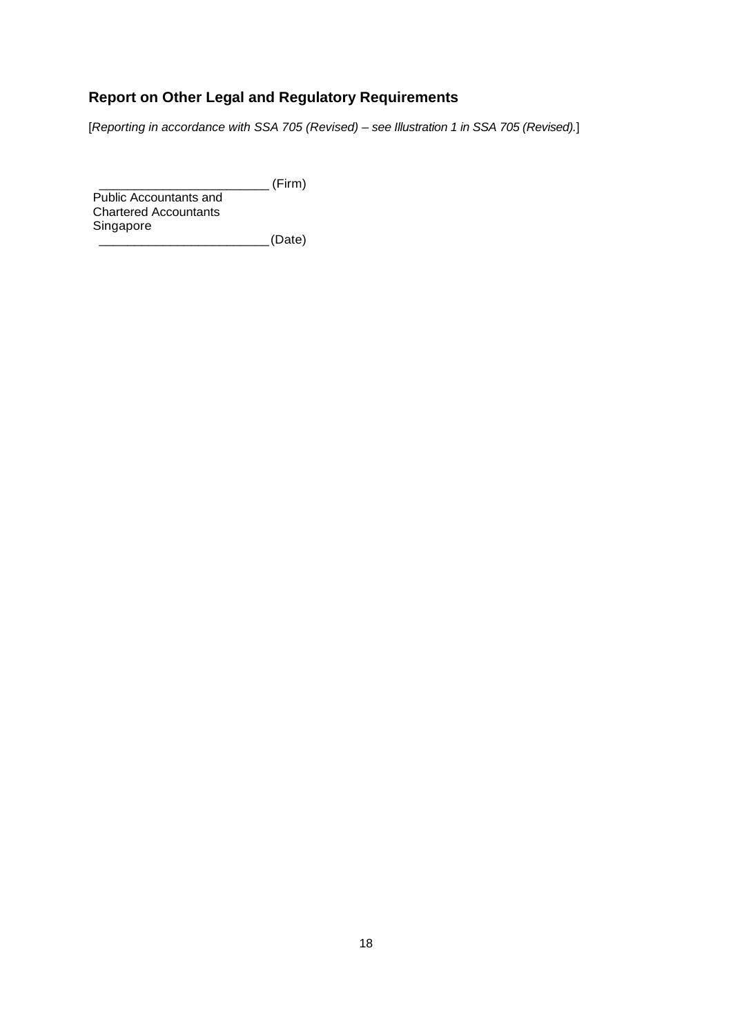## Report on Other Legal and Regulatory Requirements

[*Reporting in accordance with SSA 705 (Revised) – see Illustration 1 in SSA 705 (Revised).*]

________________________ (Firm)
Public Accountants and
Chartered Accountants
Singapore
________________________ (Date)